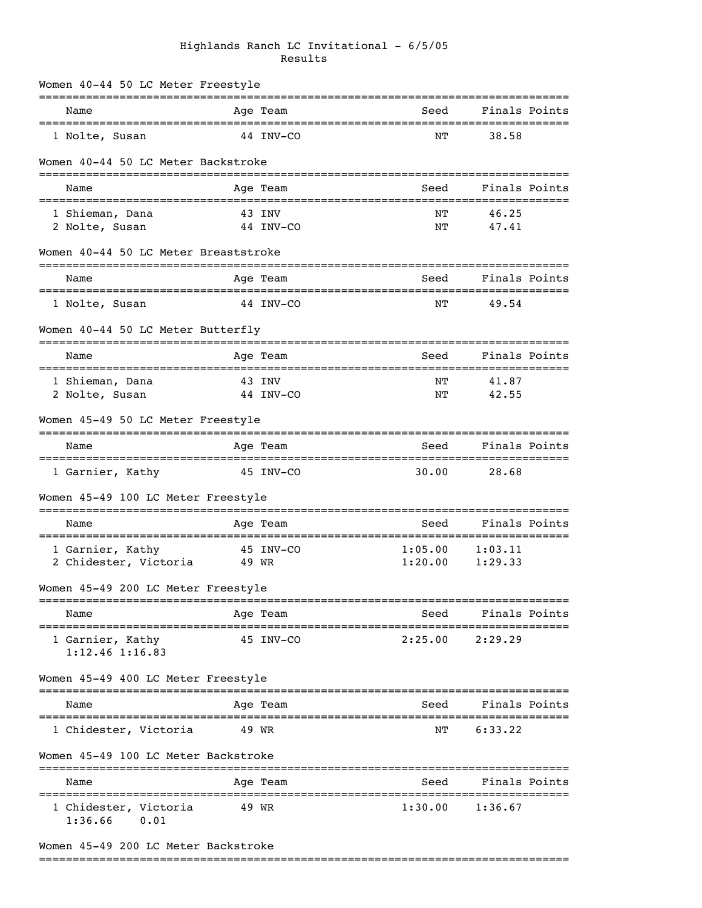# Highlands Ranch LC Invitational - 6/5/05

## Results

### Women 40-44 50 LC Meter Freestyle

| | Name | Age | Team | Seed | Finals | Points |
|---|---|---|---|---|---|---|
| 1 | Nolte, Susan | 44 | INV-CO | NT | 38.58 | |

### Women 40-44 50 LC Meter Backstroke

| | Name | Age | Team | Seed | Finals | Points |
|---|---|---|---|---|---|---|
| 1 | Shieman, Dana | 43 | INV | NT | 46.25 | |
| 2 | Nolte, Susan | 44 | INV-CO | NT | 47.41 | |

### Women 40-44 50 LC Meter Breaststroke

| | Name | Age | Team | Seed | Finals | Points |
|---|---|---|---|---|---|---|
| 1 | Nolte, Susan | 44 | INV-CO | NT | 49.54 | |

### Women 40-44 50 LC Meter Butterfly

| | Name | Age | Team | Seed | Finals | Points |
|---|---|---|---|---|---|---|
| 1 | Shieman, Dana | 43 | INV | NT | 41.87 | |
| 2 | Nolte, Susan | 44 | INV-CO | NT | 42.55 | |

### Women 45-49 50 LC Meter Freestyle

| | Name | Age | Team | Seed | Finals | Points |
|---|---|---|---|---|---|---|
| 1 | Garnier, Kathy | 45 | INV-CO | 30.00 | 28.68 | |

### Women 45-49 100 LC Meter Freestyle

| | Name | Age | Team | Seed | Finals | Points |
|---|---|---|---|---|---|---|
| 1 | Garnier, Kathy | 45 | INV-CO | 1:05.00 | 1:03.11 | |
| 2 | Chidester, Victoria | 49 | WR | 1:20.00 | 1:29.33 | |

### Women 45-49 200 LC Meter Freestyle

| | Name | Age | Team | Seed | Finals | Points |
|---|---|---|---|---|---|---|
| 1 | Garnier, Kathy | 45 | INV-CO | 2:25.00 | 2:29.29 | |
| | 1:12.46 1:16.83 | | | | | |

### Women 45-49 400 LC Meter Freestyle

| | Name | Age | Team | Seed | Finals | Points |
|---|---|---|---|---|---|---|
| 1 | Chidester, Victoria | 49 | WR | NT | 6:33.22 | |

### Women 45-49 100 LC Meter Backstroke

| | Name | Age | Team | Seed | Finals | Points |
|---|---|---|---|---|---|---|
| 1 | Chidester, Victoria | 49 | WR | 1:30.00 | 1:36.67 | |
| | 1:36.66 0.01 | | | | | |

### Women 45-49 200 LC Meter Backstroke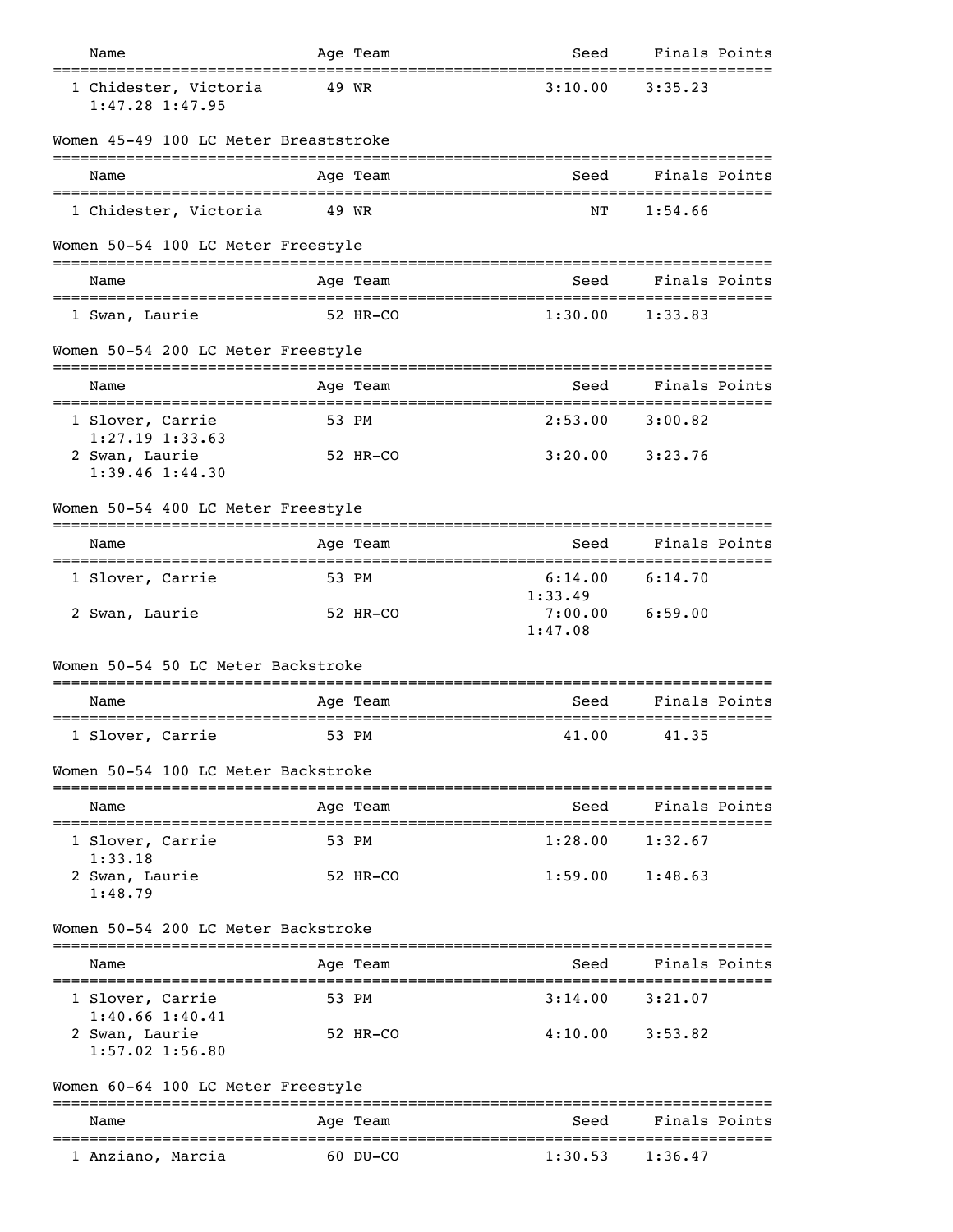| Name | Age | Team | Seed | Finals | Points |
|---|---|---|---|---|---|
| 1 Chidester, Victoria | 49 | WR | 3:10.00 | 3:35.23 | |
| 1:47.28 1:47.95 | | | | | |

Women 45-49 100 LC Meter Breaststroke

| Name | Age | Team | Seed | Finals | Points |
|---|---|---|---|---|---|
| 1 Chidester, Victoria | 49 | WR | NT | 1:54.66 | |

Women 50-54 100 LC Meter Freestyle

| Name | Age | Team | Seed | Finals | Points |
|---|---|---|---|---|---|
| 1 Swan, Laurie | 52 | HR-CO | 1:30.00 | 1:33.83 | |

Women 50-54 200 LC Meter Freestyle

| Name | Age | Team | Seed | Finals | Points |
|---|---|---|---|---|---|
| 1 Slover, Carrie | 53 | PM | 2:53.00 | 3:00.82 | |
| 1:27.19 1:33.63 | | | | | |
| 2 Swan, Laurie | 52 | HR-CO | 3:20.00 | 3:23.76 | |
| 1:39.46 1:44.30 | | | | | |

Women 50-54 400 LC Meter Freestyle

| Name | Age | Team | Seed | Finals | Points |
|---|---|---|---|---|---|
| 1 Slover, Carrie | 53 | PM | 6:14.00 | 6:14.70 | |
| | | | 1:33.49 | | |
| 2 Swan, Laurie | 52 | HR-CO | 7:00.00 | 6:59.00 | |
| | | | 1:47.08 | | |

Women 50-54 50 LC Meter Backstroke

| Name | Age | Team | Seed | Finals | Points |
|---|---|---|---|---|---|
| 1 Slover, Carrie | 53 | PM | 41.00 | 41.35 | |

Women 50-54 100 LC Meter Backstroke

| Name | Age | Team | Seed | Finals | Points |
|---|---|---|---|---|---|
| 1 Slover, Carrie | 53 | PM | 1:28.00 | 1:32.67 | |
| 1:33.18 | | | | | |
| 2 Swan, Laurie | 52 | HR-CO | 1:59.00 | 1:48.63 | |
| 1:48.79 | | | | | |

Women 50-54 200 LC Meter Backstroke

| Name | Age | Team | Seed | Finals | Points |
|---|---|---|---|---|---|
| 1 Slover, Carrie | 53 | PM | 3:14.00 | 3:21.07 | |
| 1:40.66 1:40.41 | | | | | |
| 2 Swan, Laurie | 52 | HR-CO | 4:10.00 | 3:53.82 | |
| 1:57.02 1:56.80 | | | | | |

Women 60-64 100 LC Meter Freestyle

| Name | Age | Team | Seed | Finals | Points |
|---|---|---|---|---|---|
| 1 Anziano, Marcia | 60 | DU-CO | 1:30.53 | 1:36.47 | |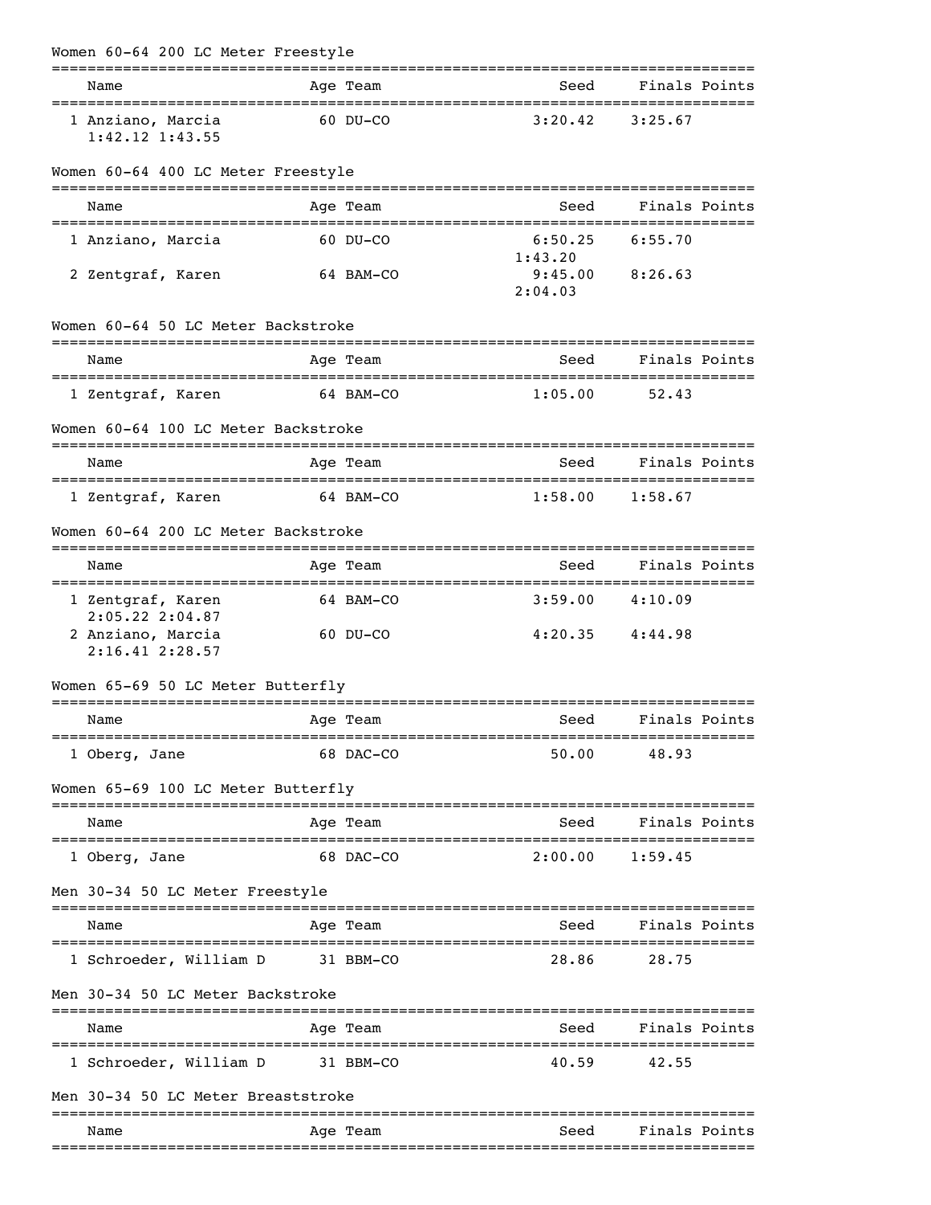## Women 60-64 200 LC Meter Freestyle

| | Name | Age | Team | Seed | Finals | Points |
|---|---|---|---|---|---|---|
| 1 | Anziano, Marcia | 60 | DU-CO | 3:20.42 | 3:25.67 | |
| | 1:42.12 1:43.55 | | | | | |

## Women 60-64 400 LC Meter Freestyle

| | Name | Age | Team | Seed | Finals | Points |
|---|---|---|---|---|---|---|
| 1 | Anziano, Marcia | 60 | DU-CO | 6:50.25 | 6:55.70 | |
| | | | | 1:43.20 | | |
| 2 | Zentgraf, Karen | 64 | BAM-CO | 9:45.00 | 8:26.63 | |
| | | | | 2:04.03 | | |

## Women 60-64 50 LC Meter Backstroke

| | Name | Age | Team | Seed | Finals | Points |
|---|---|---|---|---|---|---|
| 1 | Zentgraf, Karen | 64 | BAM-CO | 1:05.00 | 52.43 | |

## Women 60-64 100 LC Meter Backstroke

| | Name | Age | Team | Seed | Finals | Points |
|---|---|---|---|---|---|---|
| 1 | Zentgraf, Karen | 64 | BAM-CO | 1:58.00 | 1:58.67 | |

## Women 60-64 200 LC Meter Backstroke

| | Name | Age | Team | Seed | Finals | Points |
|---|---|---|---|---|---|---|
| 1 | Zentgraf, Karen | 64 | BAM-CO | 3:59.00 | 4:10.09 | |
| | 2:05.22 2:04.87 | | | | | |
| 2 | Anziano, Marcia | 60 | DU-CO | 4:20.35 | 4:44.98 | |
| | 2:16.41 2:28.57 | | | | | |

## Women 65-69 50 LC Meter Butterfly

| | Name | Age | Team | Seed | Finals | Points |
|---|---|---|---|---|---|---|
| 1 | Oberg, Jane | 68 | DAC-CO | 50.00 | 48.93 | |

## Women 65-69 100 LC Meter Butterfly

| | Name | Age | Team | Seed | Finals | Points |
|---|---|---|---|---|---|---|
| 1 | Oberg, Jane | 68 | DAC-CO | 2:00.00 | 1:59.45 | |

## Men 30-34 50 LC Meter Freestyle

| | Name | Age | Team | Seed | Finals | Points |
|---|---|---|---|---|---|---|
| 1 | Schroeder, William D | 31 | BBM-CO | 28.86 | 28.75 | |

## Men 30-34 50 LC Meter Backstroke

| | Name | Age | Team | Seed | Finals | Points |
|---|---|---|---|---|---|---|
| 1 | Schroeder, William D | 31 | BBM-CO | 40.59 | 42.55 | |

## Men 30-34 50 LC Meter Breaststroke

| | Name | Age | Team | Seed | Finals | Points |
|---|---|---|---|---|---|---|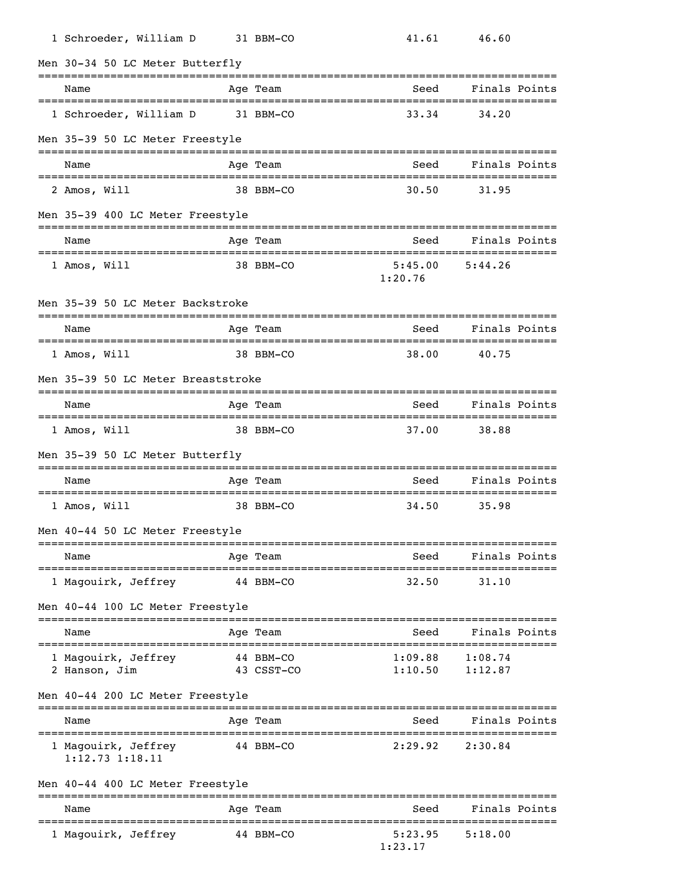| | Name | Age | Team | Seed | Finals | Points |
|---|---|---|---|---|---|---|
| 1 | Schroeder, William D | 31 | BBM-CO | 41.61 | 46.60 | |

## Men 30-34 50 LC Meter Butterfly

| | Name | Age | Team | Seed | Finals | Points |
|---|---|---|---|---|---|---|
| 1 | Schroeder, William D | 31 | BBM-CO | 33.34 | 34.20 | |

## Men 35-39 50 LC Meter Freestyle

| | Name | Age | Team | Seed | Finals | Points |
|---|---|---|---|---|---|---|
| 2 | Amos, Will | 38 | BBM-CO | 30.50 | 31.95 | |

## Men 35-39 400 LC Meter Freestyle

| | Name | Age | Team | Seed | Finals | Points |
|---|---|---|---|---|---|---|
| 1 | Amos, Will | 38 | BBM-CO | 5:45.00 | 5:44.26 | |
| | | | | 1:20.76 | | |

## Men 35-39 50 LC Meter Backstroke

| | Name | Age | Team | Seed | Finals | Points |
|---|---|---|---|---|---|---|
| 1 | Amos, Will | 38 | BBM-CO | 38.00 | 40.75 | |

## Men 35-39 50 LC Meter Breaststroke

| | Name | Age | Team | Seed | Finals | Points |
|---|---|---|---|---|---|---|
| 1 | Amos, Will | 38 | BBM-CO | 37.00 | 38.88 | |

## Men 35-39 50 LC Meter Butterfly

| | Name | Age | Team | Seed | Finals | Points |
|---|---|---|---|---|---|---|
| 1 | Amos, Will | 38 | BBM-CO | 34.50 | 35.98 | |

## Men 40-44 50 LC Meter Freestyle

| | Name | Age | Team | Seed | Finals | Points |
|---|---|---|---|---|---|---|
| 1 | Magouirk, Jeffrey | 44 | BBM-CO | 32.50 | 31.10 | |

## Men 40-44 100 LC Meter Freestyle

| | Name | Age | Team | Seed | Finals | Points |
|---|---|---|---|---|---|---|
| 1 | Magouirk, Jeffrey | 44 | BBM-CO | 1:09.88 | 1:08.74 | |
| 2 | Hanson, Jim | 43 | CSST-CO | 1:10.50 | 1:12.87 | |

## Men 40-44 200 LC Meter Freestyle

| | Name | Age | Team | Seed | Finals | Points |
|---|---|---|---|---|---|---|
| 1 | Magouirk, Jeffrey | 44 | BBM-CO | 2:29.92 | 2:30.84 | |
| | 1:12.73 1:18.11 | | | | | |

## Men 40-44 400 LC Meter Freestyle

| | Name | Age | Team | Seed | Finals | Points |
|---|---|---|---|---|---|---|
| 1 | Magouirk, Jeffrey | 44 | BBM-CO | 5:23.95 | 5:18.00 | |
| | | | | 1:23.17 | | |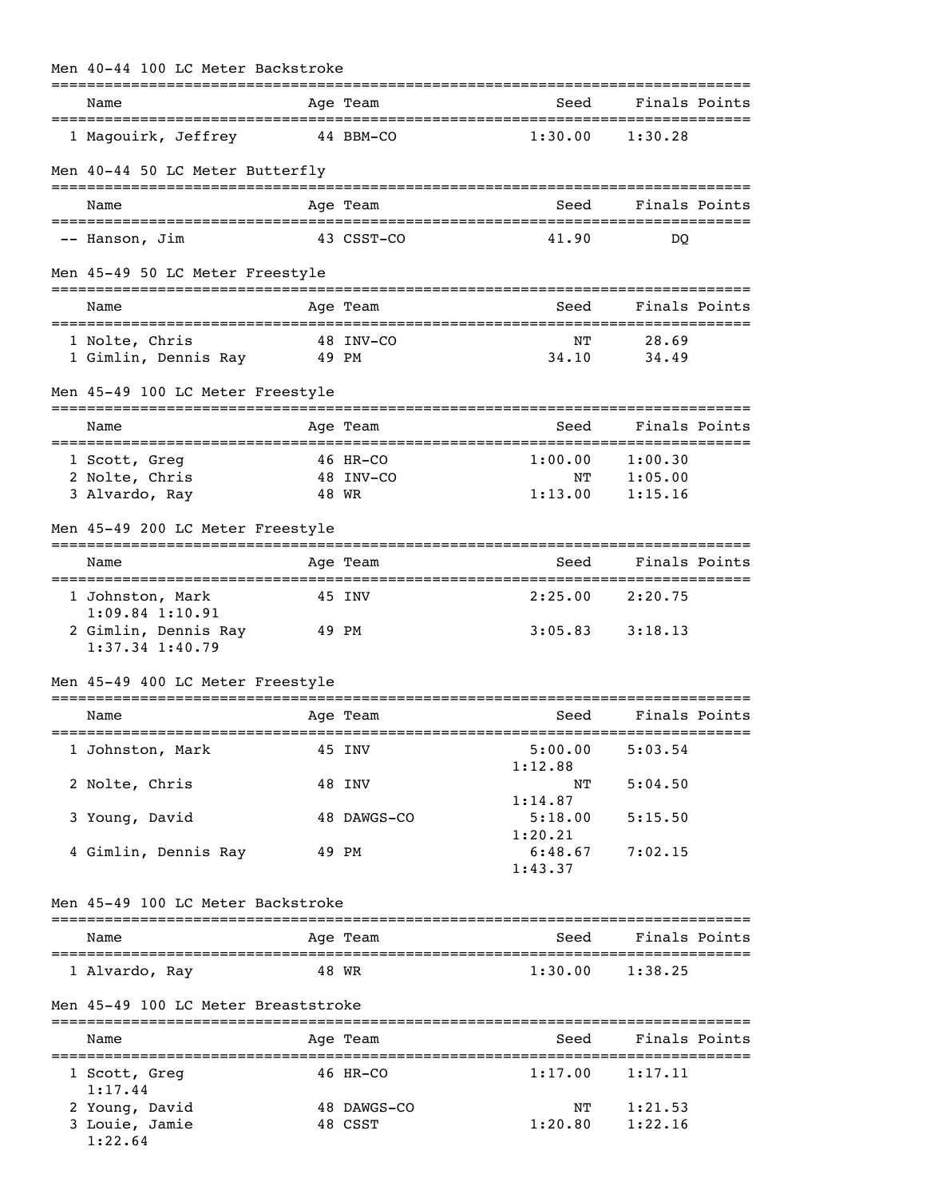## Men 40-44 100 LC Meter Backstroke

| | Name | Age | Team | Seed | Finals | Points |
|---|---|---|---|---|---|---|
| 1 | Magouirk, Jeffrey | 44 | BBM-CO | 1:30.00 | 1:30.28 | |

## Men 40-44 50 LC Meter Butterfly

| | Name | Age | Team | Seed | Finals | Points |
|---|---|---|---|---|---|---|
| -- | Hanson, Jim | 43 | CSST-CO | 41.90 | DQ | |

## Men 45-49 50 LC Meter Freestyle

| | Name | Age | Team | Seed | Finals | Points |
|---|---|---|---|---|---|---|
| 1 | Nolte, Chris | 48 | INV-CO | NT | 28.69 | |
| 1 | Gimlin, Dennis Ray | 49 | PM | 34.10 | 34.49 | |

## Men 45-49 100 LC Meter Freestyle

| | Name | Age | Team | Seed | Finals | Points |
|---|---|---|---|---|---|---|
| 1 | Scott, Greg | 46 | HR-CO | 1:00.00 | 1:00.30 | |
| 2 | Nolte, Chris | 48 | INV-CO | NT | 1:05.00 | |
| 3 | Alvardo, Ray | 48 | WR | 1:13.00 | 1:15.16 | |

## Men 45-49 200 LC Meter Freestyle

| | Name | Age | Team | Seed | Finals | Points |
|---|---|---|---|---|---|---|
| 1 | Johnston, Mark | 45 | INV | 2:25.00 | 2:20.75 | |
| | 1:09.84 1:10.91 | | | | | |
| 2 | Gimlin, Dennis Ray | 49 | PM | 3:05.83 | 3:18.13 | |
| | 1:37.34 1:40.79 | | | | | |

## Men 45-49 400 LC Meter Freestyle

| | Name | Age | Team | Seed | Finals | Points |
|---|---|---|---|---|---|---|
| 1 | Johnston, Mark | 45 | INV | 5:00.00 | 5:03.54 | |
| | | | | 1:12.88 | | |
| 2 | Nolte, Chris | 48 | INV | NT | 5:04.50 | |
| | | | | 1:14.87 | | |
| 3 | Young, David | 48 | DAWGS-CO | 5:18.00 | 5:15.50 | |
| | | | | 1:20.21 | | |
| 4 | Gimlin, Dennis Ray | 49 | PM | 6:48.67 | 7:02.15 | |
| | | | | 1:43.37 | | |

## Men 45-49 100 LC Meter Backstroke

| | Name | Age | Team | Seed | Finals | Points |
|---|---|---|---|---|---|---|
| 1 | Alvardo, Ray | 48 | WR | 1:30.00 | 1:38.25 | |

## Men 45-49 100 LC Meter Breaststroke

| | Name | Age | Team | Seed | Finals | Points |
|---|---|---|---|---|---|---|
| 1 | Scott, Greg | 46 | HR-CO | 1:17.00 | 1:17.11 | |
| | 1:17.44 | | | | | |
| 2 | Young, David | 48 | DAWGS-CO | NT | 1:21.53 | |
| 3 | Louie, Jamie | 48 | CSST | 1:20.80 | 1:22.16 | |
| | 1:22.64 | | | | | |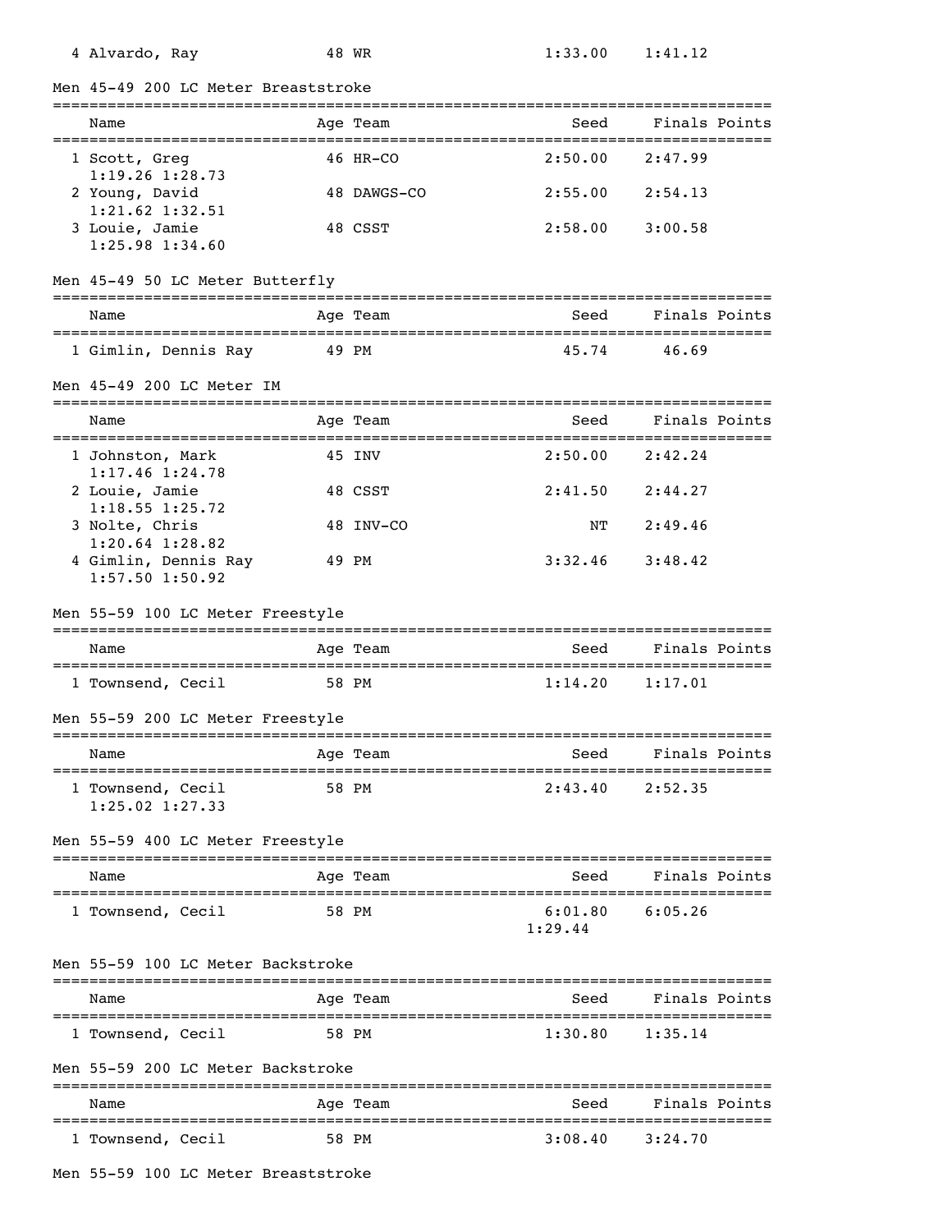| Name | Age | Team | Seed | Finals | Points |
|---|---|---|---|---|---|
| 4 Alvardo, Ray | 48 | WR | 1:33.00 | 1:41.12 | |

## Men 45-49 200 LC Meter Breaststroke

| Name | Age | Team | Seed | Finals | Points |
|---|---|---|---|---|---|
| 1 Scott, Greg | 46 | HR-CO | 2:50.00 | 2:47.99 | |
| 1:19.26 1:28.73 | | | | | |
| 2 Young, David | 48 | DAWGS-CO | 2:55.00 | 2:54.13 | |
| 1:21.62 1:32.51 | | | | | |
| 3 Louie, Jamie | 48 | CSST | 2:58.00 | 3:00.58 | |
| 1:25.98 1:34.60 | | | | | |

## Men 45-49 50 LC Meter Butterfly

| Name | Age | Team | Seed | Finals | Points |
|---|---|---|---|---|---|
| 1 Gimlin, Dennis Ray | 49 | PM | 45.74 | 46.69 | |

## Men 45-49 200 LC Meter IM

| Name | Age | Team | Seed | Finals | Points |
|---|---|---|---|---|---|
| 1 Johnston, Mark | 45 | INV | 2:50.00 | 2:42.24 | |
| 1:17.46 1:24.78 | | | | | |
| 2 Louie, Jamie | 48 | CSST | 2:41.50 | 2:44.27 | |
| 1:18.55 1:25.72 | | | | | |
| 3 Nolte, Chris | 48 | INV-CO | NT | 2:49.46 | |
| 1:20.64 1:28.82 | | | | | |
| 4 Gimlin, Dennis Ray | 49 | PM | 3:32.46 | 3:48.42 | |
| 1:57.50 1:50.92 | | | | | |

## Men 55-59 100 LC Meter Freestyle

| Name | Age | Team | Seed | Finals | Points |
|---|---|---|---|---|---|
| 1 Townsend, Cecil | 58 | PM | 1:14.20 | 1:17.01 | |

## Men 55-59 200 LC Meter Freestyle

| Name | Age | Team | Seed | Finals | Points |
|---|---|---|---|---|---|
| 1 Townsend, Cecil | 58 | PM | 2:43.40 | 2:52.35 | |
| 1:25.02 1:27.33 | | | | | |

## Men 55-59 400 LC Meter Freestyle

| Name | Age | Team | Seed | Finals | Points |
|---|---|---|---|---|---|
| 1 Townsend, Cecil | 58 | PM | 6:01.80 | 6:05.26 | |
| | | | 1:29.44 | | |

## Men 55-59 100 LC Meter Backstroke

| Name | Age | Team | Seed | Finals | Points |
|---|---|---|---|---|---|
| 1 Townsend, Cecil | 58 | PM | 1:30.80 | 1:35.14 | |

## Men 55-59 200 LC Meter Backstroke

| Name | Age | Team | Seed | Finals | Points |
|---|---|---|---|---|---|
| 1 Townsend, Cecil | 58 | PM | 3:08.40 | 3:24.70 | |

## Men 55-59 100 LC Meter Breaststroke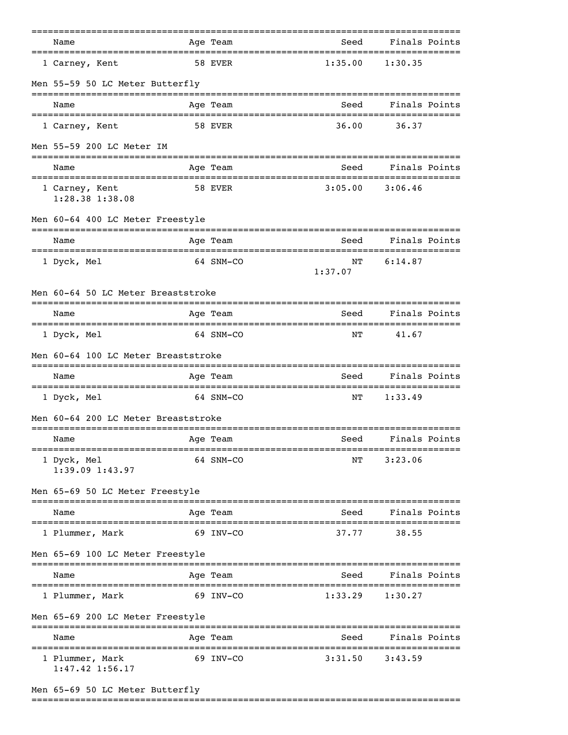| Name | Age | Team | Seed | Finals | Points |
|---|---|---|---|---|---|
| 1 Carney, Kent | 58 | EVER | 1:35.00 | 1:30.35 | |

### Men 55-59 50 LC Meter Butterfly

| Name | Age | Team | Seed | Finals | Points |
|---|---|---|---|---|---|
| 1 Carney, Kent | 58 | EVER | 36.00 | 36.37 | |

### Men 55-59 200 LC Meter IM

| Name | Age | Team | Seed | Finals | Points |
|---|---|---|---|---|---|
| 1 Carney, Kent | 58 | EVER | 3:05.00 | 3:06.46 | |
| 1:28.38 1:38.08 | | | | | |

### Men 60-64 400 LC Meter Freestyle

| Name | Age | Team | Seed | Finals | Points |
|---|---|---|---|---|---|
| 1 Dyck, Mel | 64 | SNM-CO | NT | 6:14.87 | |
| | | | 1:37.07 | | |

### Men 60-64 50 LC Meter Breaststroke

| Name | Age | Team | Seed | Finals | Points |
|---|---|---|---|---|---|
| 1 Dyck, Mel | 64 | SNM-CO | NT | 41.67 | |

### Men 60-64 100 LC Meter Breaststroke

| Name | Age | Team | Seed | Finals | Points |
|---|---|---|---|---|---|
| 1 Dyck, Mel | 64 | SNM-CO | NT | 1:33.49 | |

### Men 60-64 200 LC Meter Breaststroke

| Name | Age | Team | Seed | Finals | Points |
|---|---|---|---|---|---|
| 1 Dyck, Mel | 64 | SNM-CO | NT | 3:23.06 | |
| 1:39.09 1:43.97 | | | | | |

### Men 65-69 50 LC Meter Freestyle

| Name | Age | Team | Seed | Finals | Points |
|---|---|---|---|---|---|
| 1 Plummer, Mark | 69 | INV-CO | 37.77 | 38.55 | |

### Men 65-69 100 LC Meter Freestyle

| Name | Age | Team | Seed | Finals | Points |
|---|---|---|---|---|---|
| 1 Plummer, Mark | 69 | INV-CO | 1:33.29 | 1:30.27 | |

### Men 65-69 200 LC Meter Freestyle

| Name | Age | Team | Seed | Finals | Points |
|---|---|---|---|---|---|
| 1 Plummer, Mark | 69 | INV-CO | 3:31.50 | 3:43.59 | |
| 1:47.42 1:56.17 | | | | | |

### Men 65-69 50 LC Meter Butterfly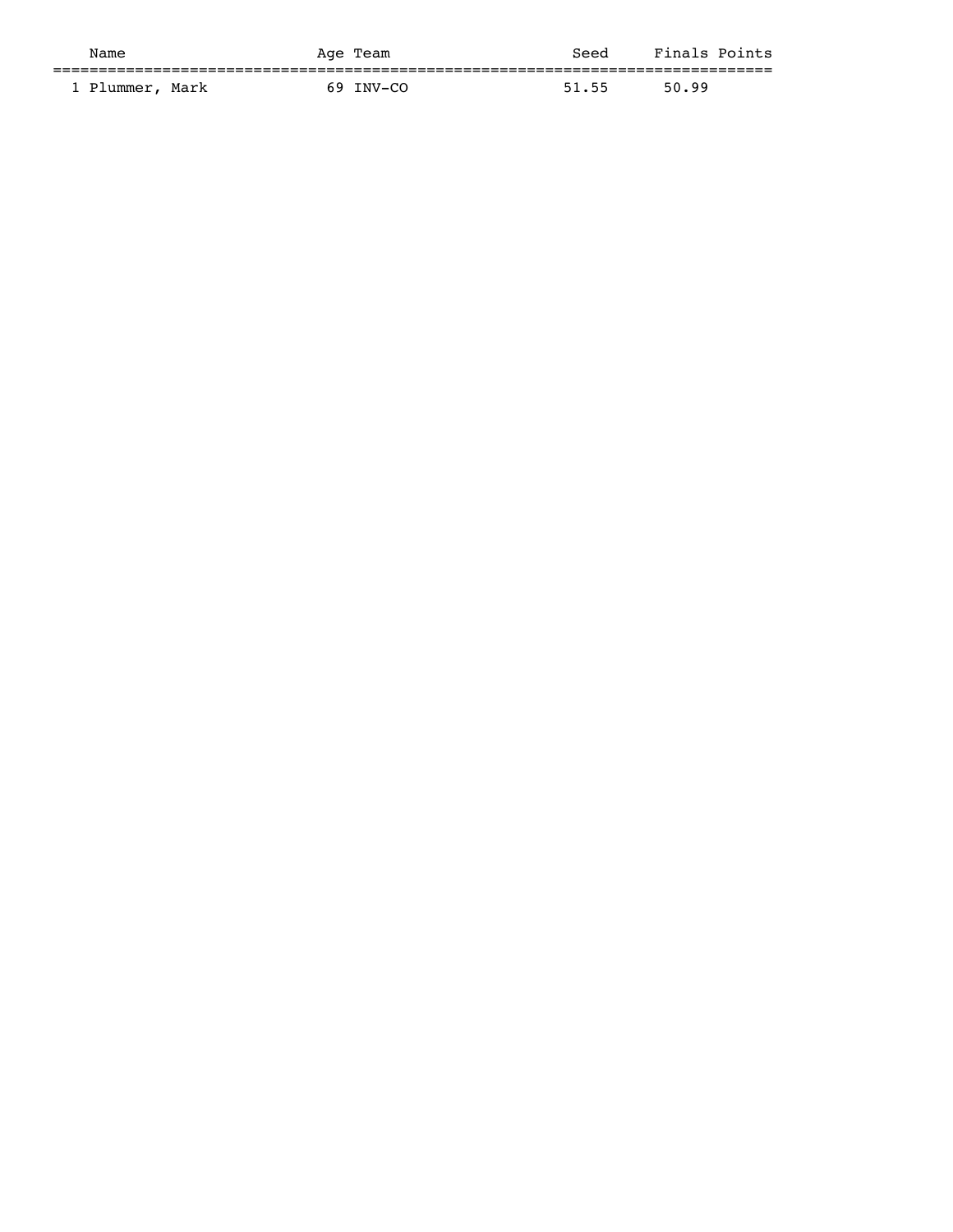| | Name | Age | Team | Seed | Finals | Points |
|---|---|---|---|---|---|---|
| 1 | Plummer, Mark | 69 | INV-CO | 51.55 | 50.99 | |